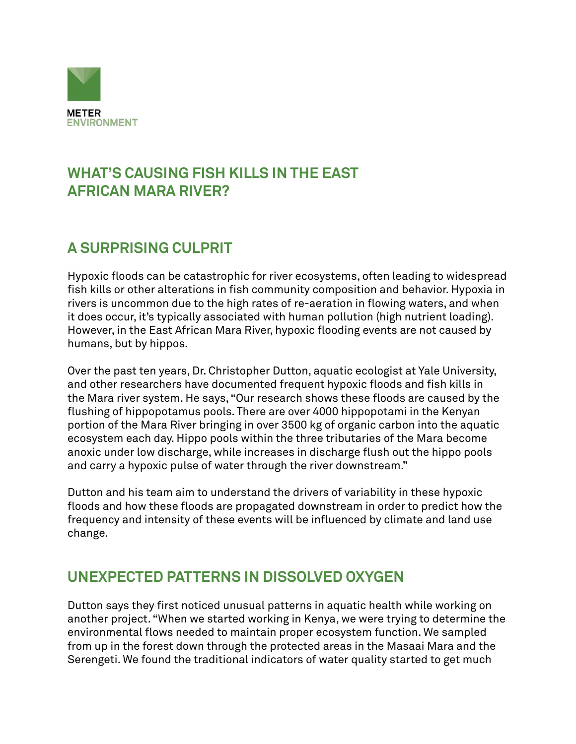METER ENVIRONMENT

# WHAT'S CAUSING FISH KILLS IN THE EAST AFRICAN MARA RIVER?

## A SURPRISING CULPRIT

Hypoxic floods can be catastrophic for river ecosystems, often leading to widespread fish kills or other alterations in fish community composition and behavior. Hypoxia in rivers is uncommon due to the high rates of re-aeration in flowing waters, and when it does occur, it's typically associated with human pollution (high nutrient loading). However, in the East African Mara River, hypoxic flooding events are not caused by humans, but by hippos.

Over the past ten years, Dr. Christopher Dutton, aquatic ecologist at Yale University, and other researchers have documented frequent hypoxic floods and fish kills in the Mara river system. He says, "Our research shows these floods are caused by the flushing of hippopotamus pools. There are over 4000 hippopotami in the Kenyan portion of the Mara River bringing in over 3500 kg of organic carbon into the aquatic ecosystem each day. Hippo pools within the three tributaries of the Mara become anoxic under low discharge, while increases in discharge flush out the hippo pools and carry a hypoxic pulse of water through the river downstream."

Dutton and his team aim to understand the drivers of variability in these hypoxic floods and how these floods are propagated downstream in order to predict how the frequency and intensity of these events will be influenced by climate and land use change.

## UNEXPECTED PATTERNS IN DISSOLVED OXYGEN

Dutton says they first noticed unusual patterns in aquatic health while working on another project. "When we started working in Kenya, we were trying to determine the environmental flows needed to maintain proper ecosystem function. We sampled from up in the forest down through the protected areas in the Masaai Mara and the Serengeti. We found the traditional indicators of water quality started to get much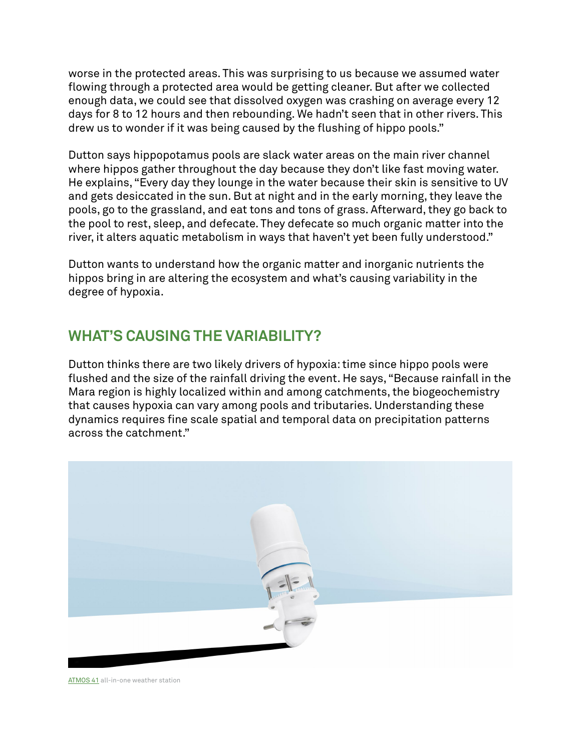worse in the protected areas. This was surprising to us because we assumed water flowing through a protected area would be getting cleaner. But after we collected enough data, we could see that dissolved oxygen was crashing on average every 12 days for 8 to 12 hours and then rebounding. We hadn't seen that in other rivers. This drew us to wonder if it was being caused by the flushing of hippo pools."

Dutton says hippopotamus pools are slack water areas on the main river channel where hippos gather throughout the day because they don't like fast moving water. He explains, "Every day they lounge in the water because their skin is sensitive to UV and gets desiccated in the sun. But at night and in the early morning, they leave the pools, go to the grassland, and eat tons and tons of grass. Afterward, they go back to the pool to rest, sleep, and defecate. They defecate so much organic matter into the river, it alters aquatic metabolism in ways that haven't yet been fully understood."

Dutton wants to understand how the organic matter and inorganic nutrients the hippos bring in are altering the ecosystem and what's causing variability in the degree of hypoxia.

## WHAT'S CAUSING THE VARIABILITY?

Dutton thinks there are two likely drivers of hypoxia: time since hippo pools were flushed and the size of the rainfall driving the event. He says, "Because rainfall in the Mara region is highly localized within and among catchments, the biogeochemistry that causes hypoxia can vary among pools and tributaries. Understanding these dynamics requires fine scale spatial and temporal data on precipitation patterns across the catchment."

ATMOS 41 all-in-one weather station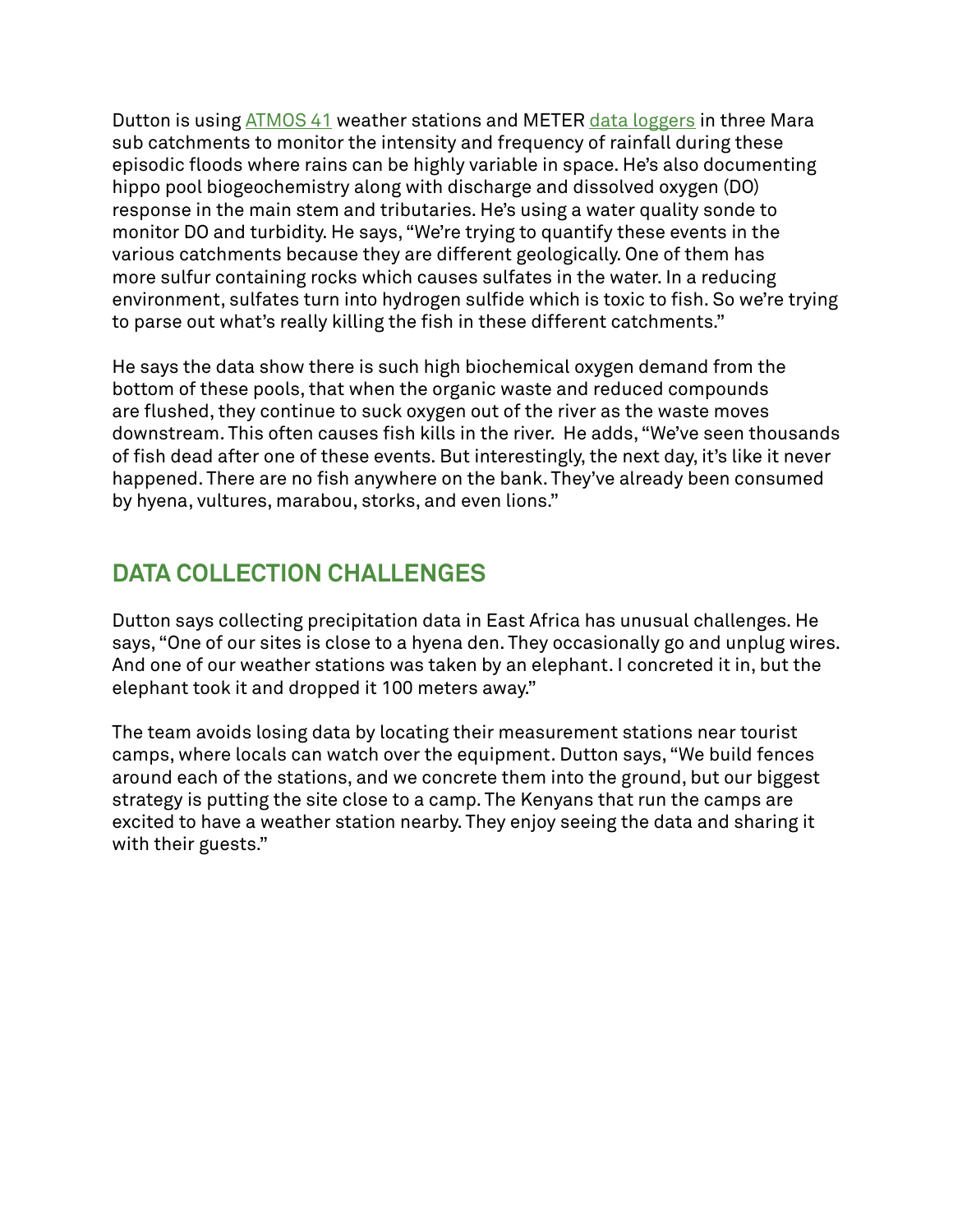Dutton is using [ATMOS 41](ATMOS 41) weather stations and METER [data loggers](data loggers) in three Mara sub catchments to monitor the intensity and frequency of rainfall during these episodic floods where rains can be highly variable in space. He's also documenting hippo pool biogeochemistry along with discharge and dissolved oxygen (DO) response in the main stem and tributaries. He's using a water quality sonde to monitor DO and turbidity. He says, "We're trying to quantify these events in the various catchments because they are different geologically. One of them has more sulfur containing rocks which causes sulfates in the water. In a reducing environment, sulfates turn into hydrogen sulfide which is toxic to fish. So we're trying to parse out what's really killing the fish in these different catchments."

He says the data show there is such high biochemical oxygen demand from the bottom of these pools, that when the organic waste and reduced compounds are flushed, they continue to suck oxygen out of the river as the waste moves downstream. This often causes fish kills in the river. He adds, "We've seen thousands of fish dead after one of these events. But interestingly, the next day, it's like it never happened. There are no fish anywhere on the bank. They've already been consumed by hyena, vultures, marabou, storks, and even lions."

## DATA COLLECTION CHALLENGES

Dutton says collecting precipitation data in East Africa has unusual challenges. He says, "One of our sites is close to a hyena den. They occasionally go and unplug wires. And one of our weather stations was taken by an elephant. I concreted it in, but the elephant took it and dropped it 100 meters away."

The team avoids losing data by locating their measurement stations near tourist camps, where locals can watch over the equipment. Dutton says, "We build fences around each of the stations, and we concrete them into the ground, but our biggest strategy is putting the site close to a camp. The Kenyans that run the camps are excited to have a weather station nearby. They enjoy seeing the data and sharing it with their guests."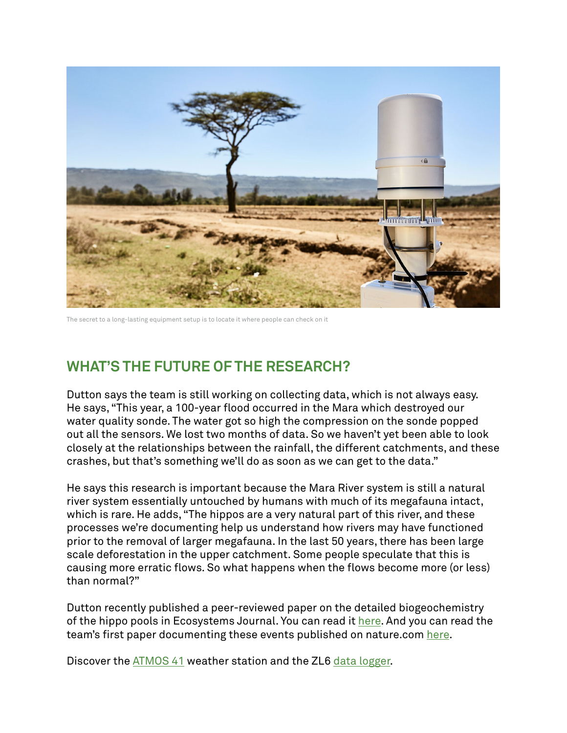The secret to a long-lasting equipment setup is to locate it where people can check on it

## WHAT'S THE FUTURE OF THE RESEARCH?

Dutton says the team is still working on collecting data, which is not always easy. He says, "This year, a 100-year flood occurred in the Mara which destroyed our water quality sonde. The water got so high the compression on the sonde popped out all the sensors. We lost two months of data. So we haven't yet been able to look closely at the relationships between the rainfall, the different catchments, and these crashes, but that's something we'll do as soon as we can get to the data."

He says this research is important because the Mara River system is still a natural river system essentially untouched by humans with much of its megafauna intact, which is rare. He adds, "The hippos are a very natural part of this river, and these processes we're documenting help us understand how rivers may have functioned prior to the removal of larger megafauna. In the last 50 years, there has been large scale deforestation in the upper catchment. Some people speculate that this is causing more erratic flows. So what happens when the flows become more (or less) than normal?"

Dutton recently published a peer-reviewed paper on the detailed biogeochemistry of the hippo pools in Ecosystems Journal. You can read it here. And you can read the team's first paper documenting these events published on nature.com here.

Discover the ATMOS 41 weather station and the ZL6 data logger.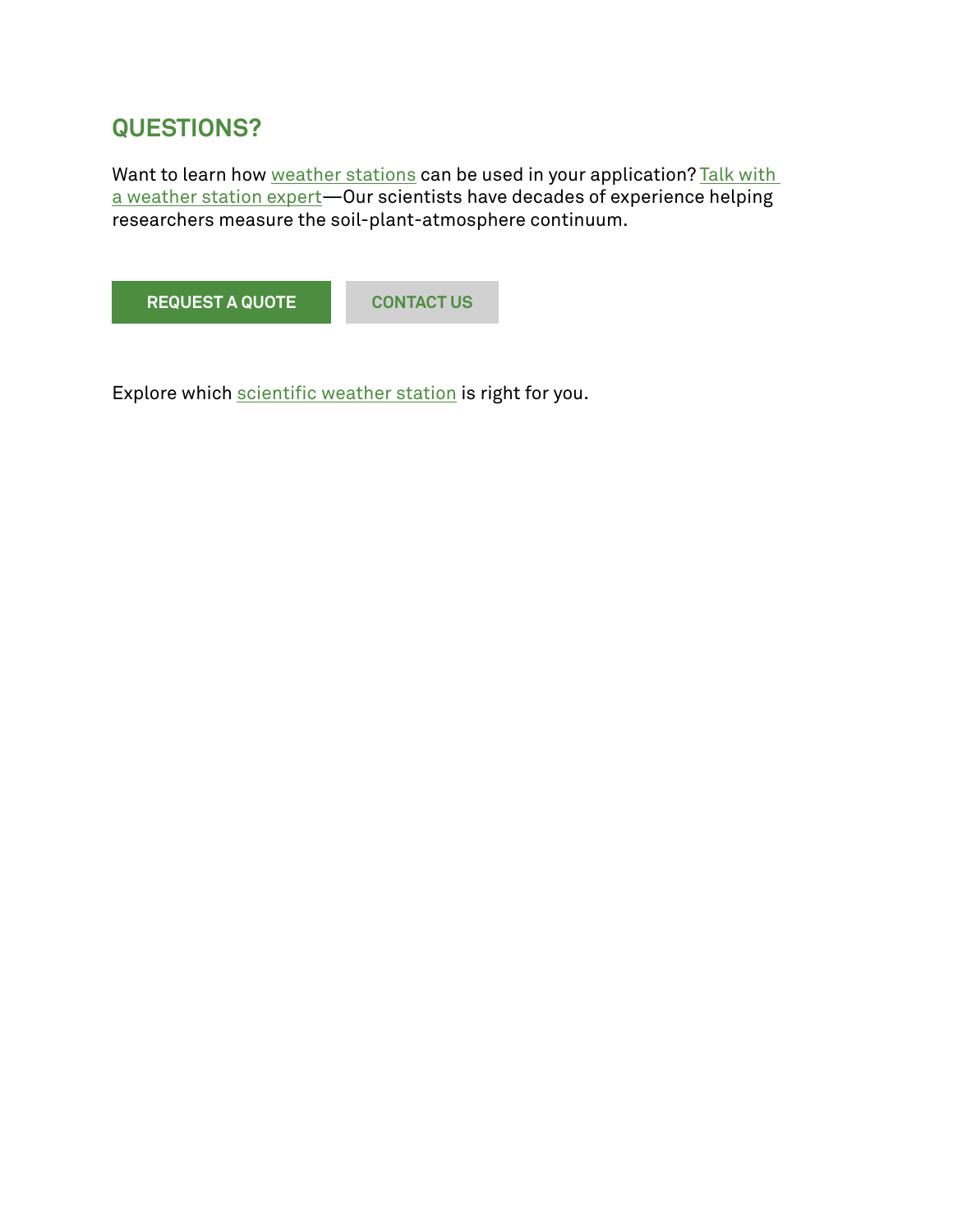## QUESTIONS?

Want to learn how weather stations can be used in your application? Talk with a weather station expert—Our scientists have decades of experience helping researchers measure the soil-plant-atmosphere continuum.

REQUEST A QUOTE

CONTACT US

Explore which scientific weather station is right for you.